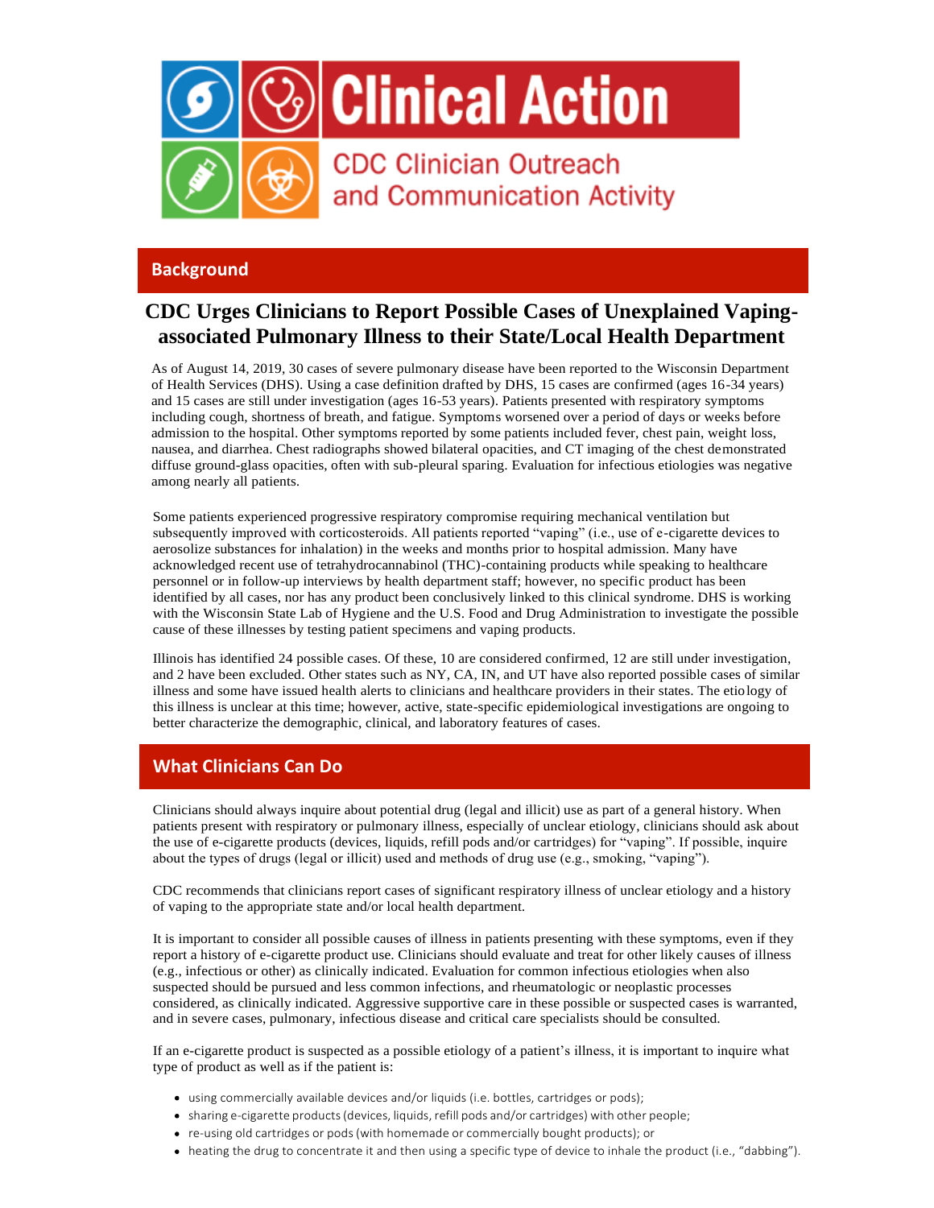# Clinical Action

CDC Clinician Outreach and Communication Activity

## Background

### CDC Urges Clinicians to Report Possible Cases of Unexplained Vaping-associated Pulmonary Illness to their State/Local Health Department

As of August 14, 2019, 30 cases of severe pulmonary disease have been reported to the Wisconsin Department of Health Services (DHS). Using a case definition drafted by DHS, 15 cases are confirmed (ages 16-34 years) and 15 cases are still under investigation (ages 16-53 years). Patients presented with respiratory symptoms including cough, shortness of breath, and fatigue. Symptoms worsened over a period of days or weeks before admission to the hospital. Other symptoms reported by some patients included fever, chest pain, weight loss, nausea, and diarrhea. Chest radiographs showed bilateral opacities, and CT imaging of the chest demonstrated diffuse ground-glass opacities, often with sub-pleural sparing. Evaluation for infectious etiologies was negative among nearly all patients.

Some patients experienced progressive respiratory compromise requiring mechanical ventilation but subsequently improved with corticosteroids. All patients reported "vaping" (i.e., use of e-cigarette devices to aerosolize substances for inhalation) in the weeks and months prior to hospital admission. Many have acknowledged recent use of tetrahydrocannabinol (THC)-containing products while speaking to healthcare personnel or in follow-up interviews by health department staff; however, no specific product has been identified by all cases, nor has any product been conclusively linked to this clinical syndrome. DHS is working with the Wisconsin State Lab of Hygiene and the U.S. Food and Drug Administration to investigate the possible cause of these illnesses by testing patient specimens and vaping products.

Illinois has identified 24 possible cases. Of these, 10 are considered confirmed, 12 are still under investigation, and 2 have been excluded. Other states such as NY, CA, IN, and UT have also reported possible cases of similar illness and some have issued health alerts to clinicians and healthcare providers in their states. The etiology of this illness is unclear at this time; however, active, state-specific epidemiological investigations are ongoing to better characterize the demographic, clinical, and laboratory features of cases.

## What Clinicians Can Do

Clinicians should always inquire about potential drug (legal and illicit) use as part of a general history. When patients present with respiratory or pulmonary illness, especially of unclear etiology, clinicians should ask about the use of e-cigarette products (devices, liquids, refill pods and/or cartridges) for "vaping". If possible, inquire about the types of drugs (legal or illicit) used and methods of drug use (e.g., smoking, "vaping").

CDC recommends that clinicians report cases of significant respiratory illness of unclear etiology and a history of vaping to the appropriate state and/or local health department.

It is important to consider all possible causes of illness in patients presenting with these symptoms, even if they report a history of e-cigarette product use. Clinicians should evaluate and treat for other likely causes of illness (e.g., infectious or other) as clinically indicated. Evaluation for common infectious etiologies when also suspected should be pursued and less common infections, and rheumatologic or neoplastic processes considered, as clinically indicated. Aggressive supportive care in these possible or suspected cases is warranted, and in severe cases, pulmonary, infectious disease and critical care specialists should be consulted.

If an e-cigarette product is suspected as a possible etiology of a patient's illness, it is important to inquire what type of product as well as if the patient is:

- using commercially available devices and/or liquids (i.e. bottles, cartridges or pods);
- sharing e-cigarette products (devices, liquids, refill pods and/or cartridges) with other people;
- re-using old cartridges or pods (with homemade or commercially bought products); or
- heating the drug to concentrate it and then using a specific type of device to inhale the product (i.e., "dabbing").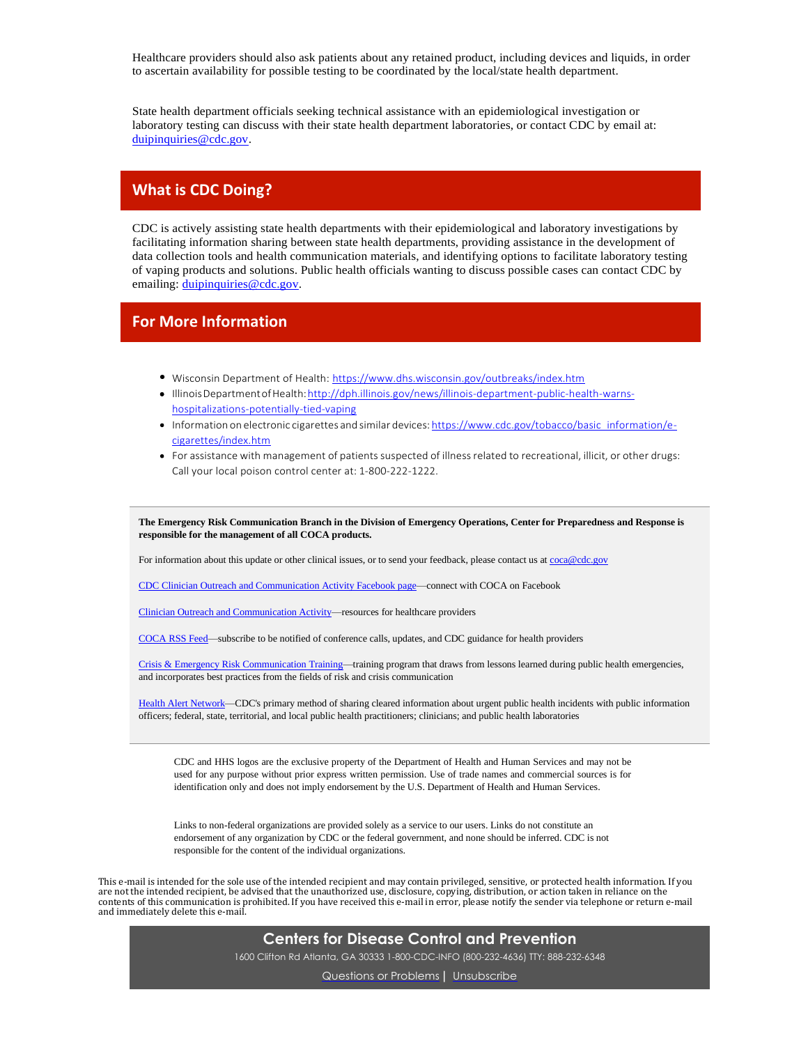Healthcare providers should also ask patients about any retained product, including devices and liquids, in order to ascertain availability for possible testing to be coordinated by the local/state health department.

State health department officials seeking technical assistance with an epidemiological investigation or laboratory testing can discuss with their state health department laboratories, or contact CDC by email at: duipinquiries@cdc.gov.

## What is CDC Doing?

CDC is actively assisting state health departments with their epidemiological and laboratory investigations by facilitating information sharing between state health departments, providing assistance in the development of data collection tools and health communication materials, and identifying options to facilitate laboratory testing of vaping products and solutions. Public health officials wanting to discuss possible cases can contact CDC by emailing: duipinquiries@cdc.gov.

## For More Information

- Wisconsin Department of Health: https://www.dhs.wisconsin.gov/outbreaks/index.htm
- Illinois Department of Health: http://dph.illinois.gov/news/illinois-department-public-health-warns-hospitalizations-potentially-tied-vaping
- Information on electronic cigarettes and similar devices: https://www.cdc.gov/tobacco/basic_information/e-cigarettes/index.htm
- For assistance with management of patients suspected of illness related to recreational, illicit, or other drugs: Call your local poison control center at: 1-800-222-1222.

**The Emergency Risk Communication Branch in the Division of Emergency Operations, Center for Preparedness and Response is responsible for the management of all COCA products.**

For information about this update or other clinical issues, or to send your feedback, please contact us at coca@cdc.gov

CDC Clinician Outreach and Communication Activity Facebook page—connect with COCA on Facebook

Clinician Outreach and Communication Activity—resources for healthcare providers

COCA RSS Feed—subscribe to be notified of conference calls, updates, and CDC guidance for health providers

Crisis & Emergency Risk Communication Training—training program that draws from lessons learned during public health emergencies, and incorporates best practices from the fields of risk and crisis communication

Health Alert Network—CDC's primary method of sharing cleared information about urgent public health incidents with public information officers; federal, state, territorial, and local public health practitioners; clinicians; and public health laboratories

CDC and HHS logos are the exclusive property of the Department of Health and Human Services and may not be used for any purpose without prior express written permission. Use of trade names and commercial sources is for identification only and does not imply endorsement by the U.S. Department of Health and Human Services.

Links to non-federal organizations are provided solely as a service to our users. Links do not constitute an endorsement of any organization by CDC or the federal government, and none should be inferred. CDC is not responsible for the content of the individual organizations.

This e-mail is intended for the sole use of the intended recipient and may contain privileged, sensitive, or protected health information. If you are not the intended recipient, be advised that the unauthorized use, disclosure, copying, distribution, or action taken in reliance on the contents of this communication is prohibited. If you have received this e-mail in error, please notify the sender via telephone or return e-mail and immediately delete this e-mail.

**Centers for Disease Control and Prevention**

1600 Clifton Rd Atlanta, GA 30333 1-800-CDC-INFO (800-232-4636) TTY: 888-232-6348

Questions or Problems | Unsubscribe